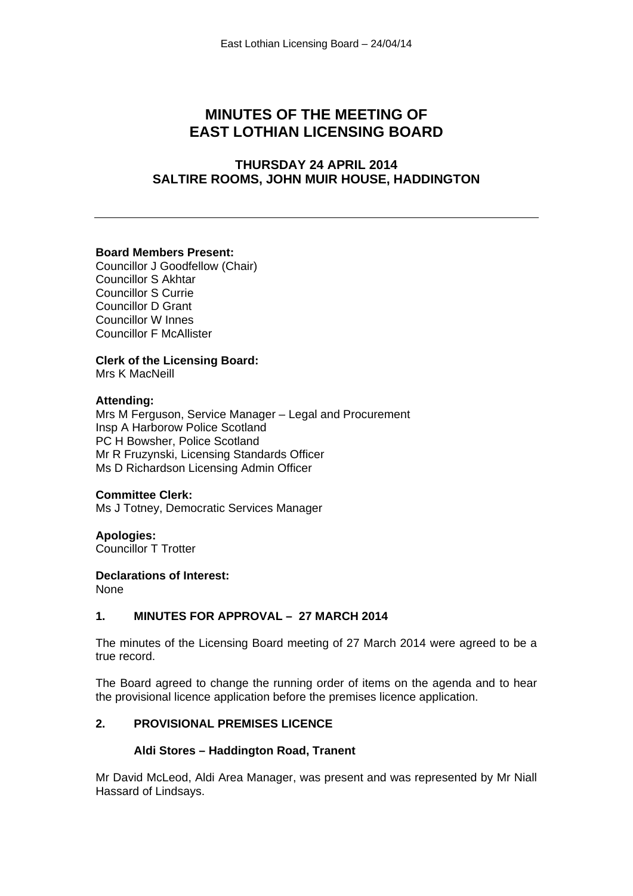# MINUTES OF THE MEETING OF EAST LOTHIAN LICENSING BOARD

## THURSDAY 24 APRIL 2014
## SALTIRE ROOMS, JOHN MUIR HOUSE, HADDINGTON

---

**Board Members Present:**
Councillor J Goodfellow (Chair)
Councillor S Akhtar
Councillor S Currie
Councillor D Grant
Councillor W Innes
Councillor F McAllister

**Clerk of the Licensing Board:**
Mrs K MacNeill

**Attending:**
Mrs M Ferguson, Service Manager – Legal and Procurement
Insp A Harborow Police Scotland
PC H Bowsher, Police Scotland
Mr R Fruzynski, Licensing Standards Officer
Ms D Richardson Licensing Admin Officer

**Committee Clerk:**
Ms J Totney, Democratic Services Manager

**Apologies:**
Councillor T Trotter

**Declarations of Interest:**
None

### 1. MINUTES FOR APPROVAL – 27 MARCH 2014

The minutes of the Licensing Board meeting of 27 March 2014 were agreed to be a true record.

The Board agreed to change the running order of items on the agenda and to hear the provisional licence application before the premises licence application.

### 2. PROVISIONAL PREMISES LICENCE

**Aldi Stores – Haddington Road, Tranent**

Mr David McLeod, Aldi Area Manager, was present and was represented by Mr Niall Hassard of Lindsays.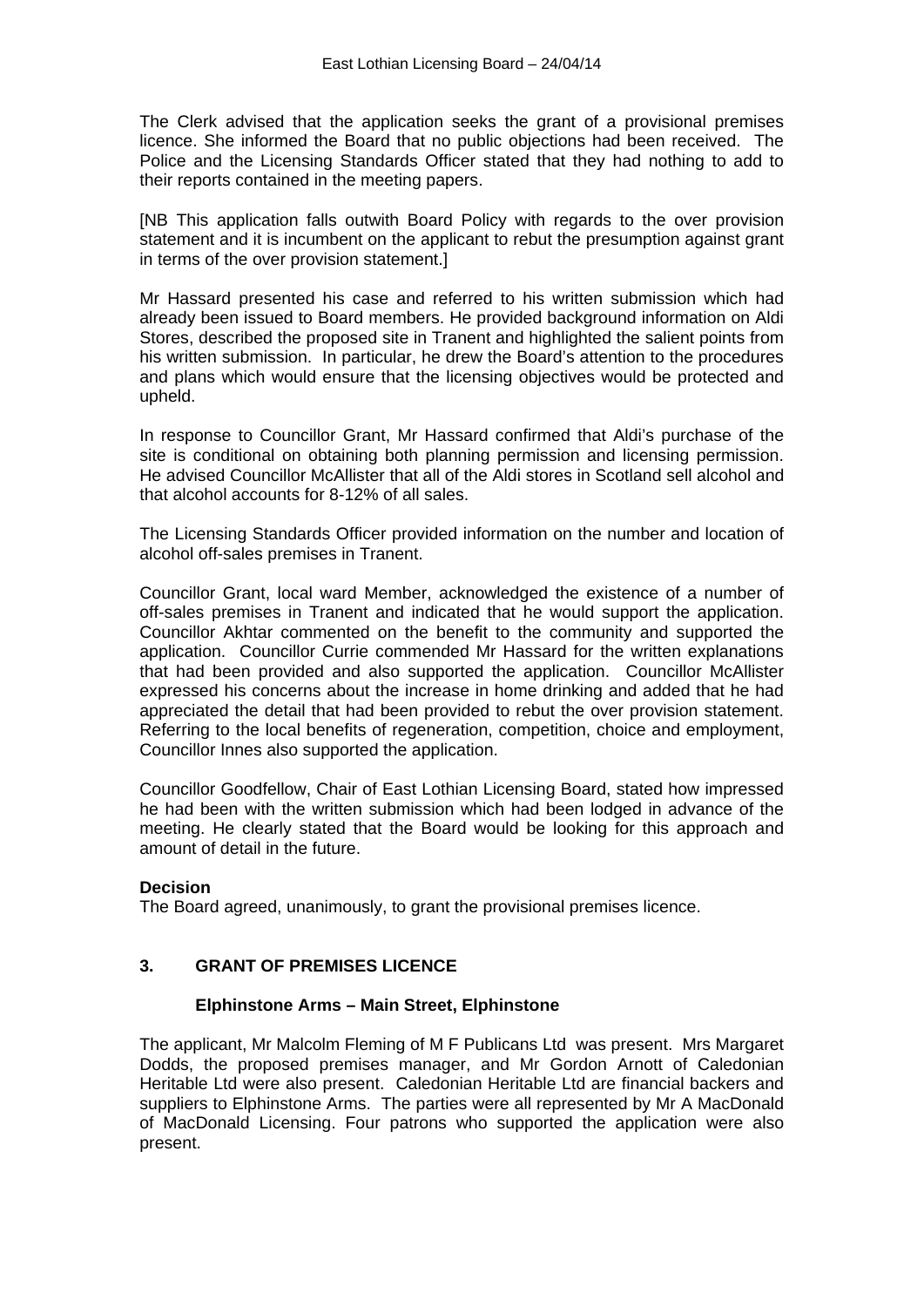The Clerk advised that the application seeks the grant of a provisional premises licence. She informed the Board that no public objections had been received. The Police and the Licensing Standards Officer stated that they had nothing to add to their reports contained in the meeting papers.

[NB This application falls outwith Board Policy with regards to the over provision statement and it is incumbent on the applicant to rebut the presumption against grant in terms of the over provision statement.]

Mr Hassard presented his case and referred to his written submission which had already been issued to Board members. He provided background information on Aldi Stores, described the proposed site in Tranent and highlighted the salient points from his written submission. In particular, he drew the Board's attention to the procedures and plans which would ensure that the licensing objectives would be protected and upheld.

In response to Councillor Grant, Mr Hassard confirmed that Aldi's purchase of the site is conditional on obtaining both planning permission and licensing permission. He advised Councillor McAllister that all of the Aldi stores in Scotland sell alcohol and that alcohol accounts for 8-12% of all sales.

The Licensing Standards Officer provided information on the number and location of alcohol off-sales premises in Tranent.

Councillor Grant, local ward Member, acknowledged the existence of a number of off-sales premises in Tranent and indicated that he would support the application. Councillor Akhtar commented on the benefit to the community and supported the application. Councillor Currie commended Mr Hassard for the written explanations that had been provided and also supported the application. Councillor McAllister expressed his concerns about the increase in home drinking and added that he had appreciated the detail that had been provided to rebut the over provision statement. Referring to the local benefits of regeneration, competition, choice and employment, Councillor Innes also supported the application.

Councillor Goodfellow, Chair of East Lothian Licensing Board, stated how impressed he had been with the written submission which had been lodged in advance of the meeting. He clearly stated that the Board would be looking for this approach and amount of detail in the future.

**Decision**

The Board agreed, unanimously, to grant the provisional premises licence.

## 3. GRANT OF PREMISES LICENCE

### Elphinstone Arms – Main Street, Elphinstone

The applicant, Mr Malcolm Fleming of M F Publicans Ltd was present. Mrs Margaret Dodds, the proposed premises manager, and Mr Gordon Arnott of Caledonian Heritable Ltd were also present. Caledonian Heritable Ltd are financial backers and suppliers to Elphinstone Arms. The parties were all represented by Mr A MacDonald of MacDonald Licensing. Four patrons who supported the application were also present.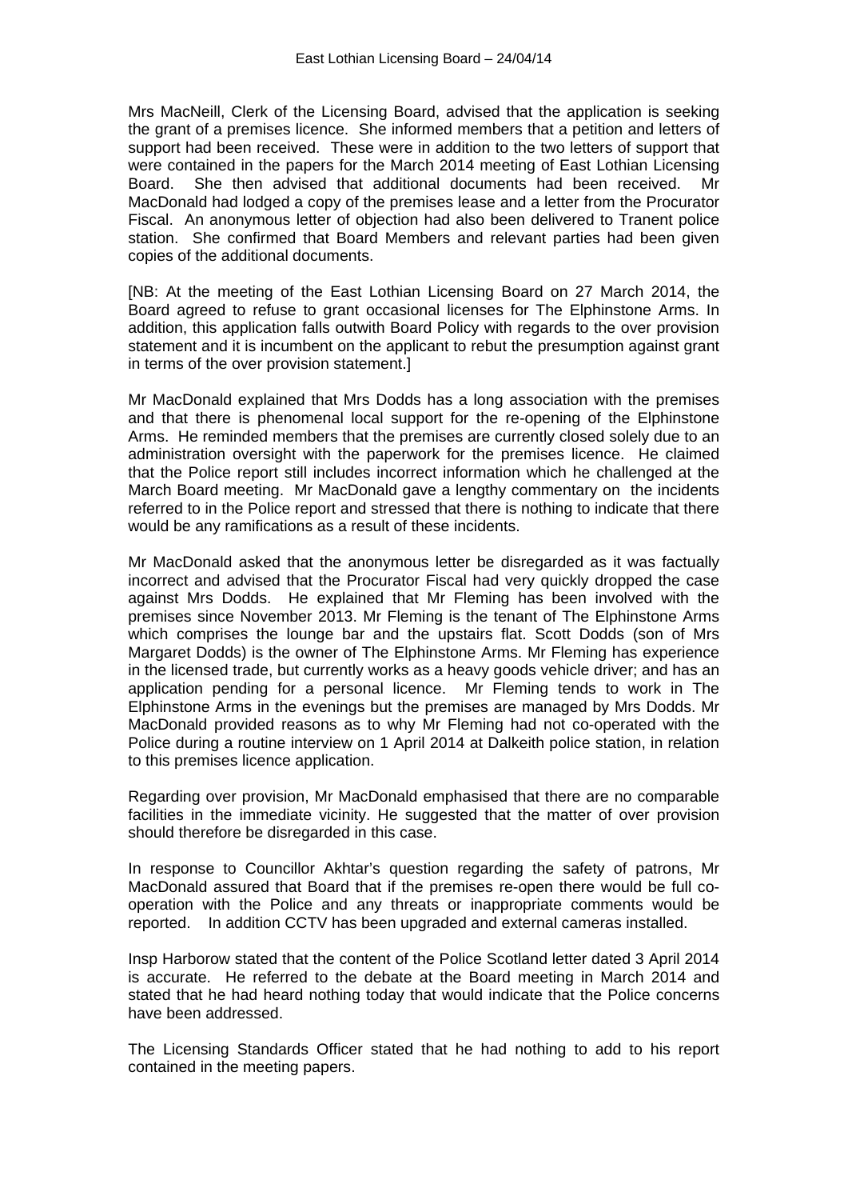Mrs MacNeill, Clerk of the Licensing Board, advised that the application is seeking the grant of a premises licence. She informed members that a petition and letters of support had been received. These were in addition to the two letters of support that were contained in the papers for the March 2014 meeting of East Lothian Licensing Board. She then advised that additional documents had been received. Mr MacDonald had lodged a copy of the premises lease and a letter from the Procurator Fiscal. An anonymous letter of objection had also been delivered to Tranent police station. She confirmed that Board Members and relevant parties had been given copies of the additional documents.

[NB: At the meeting of the East Lothian Licensing Board on 27 March 2014, the Board agreed to refuse to grant occasional licenses for The Elphinstone Arms. In addition, this application falls outwith Board Policy with regards to the over provision statement and it is incumbent on the applicant to rebut the presumption against grant in terms of the over provision statement.]

Mr MacDonald explained that Mrs Dodds has a long association with the premises and that there is phenomenal local support for the re-opening of the Elphinstone Arms. He reminded members that the premises are currently closed solely due to an administration oversight with the paperwork for the premises licence. He claimed that the Police report still includes incorrect information which he challenged at the March Board meeting. Mr MacDonald gave a lengthy commentary on the incidents referred to in the Police report and stressed that there is nothing to indicate that there would be any ramifications as a result of these incidents.

Mr MacDonald asked that the anonymous letter be disregarded as it was factually incorrect and advised that the Procurator Fiscal had very quickly dropped the case against Mrs Dodds. He explained that Mr Fleming has been involved with the premises since November 2013. Mr Fleming is the tenant of The Elphinstone Arms which comprises the lounge bar and the upstairs flat. Scott Dodds (son of Mrs Margaret Dodds) is the owner of The Elphinstone Arms. Mr Fleming has experience in the licensed trade, but currently works as a heavy goods vehicle driver; and has an application pending for a personal licence. Mr Fleming tends to work in The Elphinstone Arms in the evenings but the premises are managed by Mrs Dodds. Mr MacDonald provided reasons as to why Mr Fleming had not co-operated with the Police during a routine interview on 1 April 2014 at Dalkeith police station, in relation to this premises licence application.

Regarding over provision, Mr MacDonald emphasised that there are no comparable facilities in the immediate vicinity. He suggested that the matter of over provision should therefore be disregarded in this case.

In response to Councillor Akhtar's question regarding the safety of patrons, Mr MacDonald assured that Board that if the premises re-open there would be full co-operation with the Police and any threats or inappropriate comments would be reported. In addition CCTV has been upgraded and external cameras installed.

Insp Harborow stated that the content of the Police Scotland letter dated 3 April 2014 is accurate. He referred to the debate at the Board meeting in March 2014 and stated that he had heard nothing today that would indicate that the Police concerns have been addressed.

The Licensing Standards Officer stated that he had nothing to add to his report contained in the meeting papers.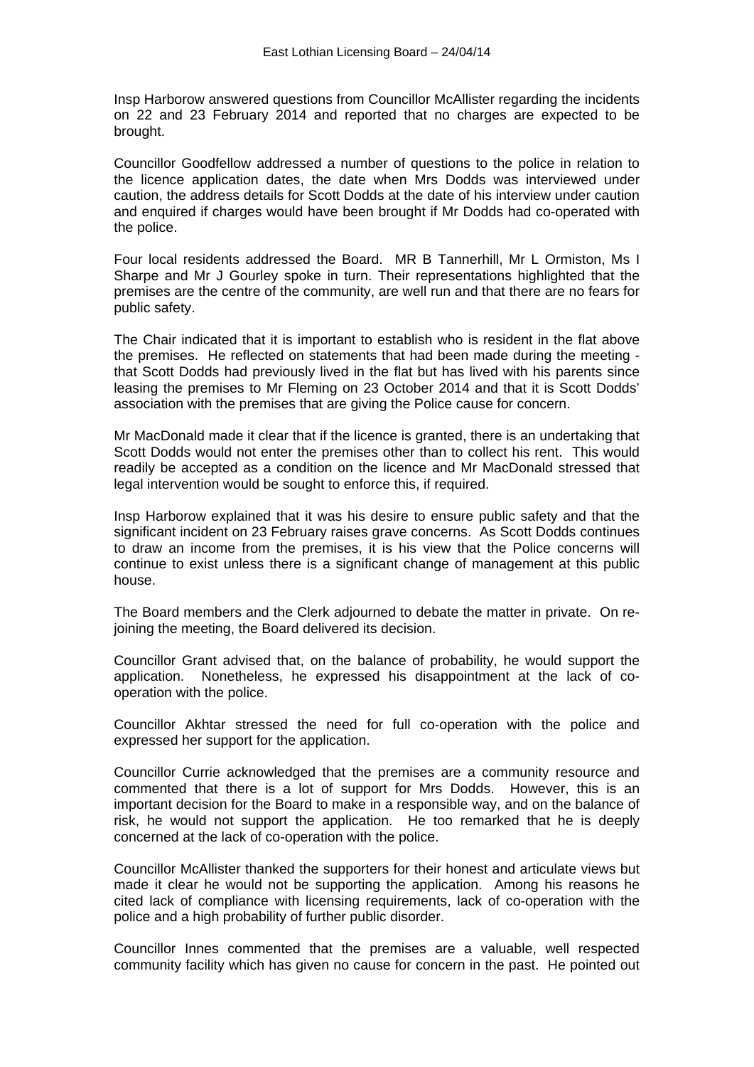Insp Harborow answered questions from Councillor McAllister regarding the incidents on 22 and 23 February 2014 and reported that no charges are expected to be brought.

Councillor Goodfellow addressed a number of questions to the police in relation to the licence application dates, the date when Mrs Dodds was interviewed under caution, the address details for Scott Dodds at the date of his interview under caution and enquired if charges would have been brought if Mr Dodds had co-operated with the police.

Four local residents addressed the Board. MR B Tannerhill, Mr L Ormiston, Ms I Sharpe and Mr J Gourley spoke in turn. Their representations highlighted that the premises are the centre of the community, are well run and that there are no fears for public safety.

The Chair indicated that it is important to establish who is resident in the flat above the premises. He reflected on statements that had been made during the meeting - that Scott Dodds had previously lived in the flat but has lived with his parents since leasing the premises to Mr Fleming on 23 October 2014 and that it is Scott Dodds' association with the premises that are giving the Police cause for concern.

Mr MacDonald made it clear that if the licence is granted, there is an undertaking that Scott Dodds would not enter the premises other than to collect his rent. This would readily be accepted as a condition on the licence and Mr MacDonald stressed that legal intervention would be sought to enforce this, if required.

Insp Harborow explained that it was his desire to ensure public safety and that the significant incident on 23 February raises grave concerns. As Scott Dodds continues to draw an income from the premises, it is his view that the Police concerns will continue to exist unless there is a significant change of management at this public house.

The Board members and the Clerk adjourned to debate the matter in private. On re-joining the meeting, the Board delivered its decision.

Councillor Grant advised that, on the balance of probability, he would support the application. Nonetheless, he expressed his disappointment at the lack of co-operation with the police.

Councillor Akhtar stressed the need for full co-operation with the police and expressed her support for the application.

Councillor Currie acknowledged that the premises are a community resource and commented that there is a lot of support for Mrs Dodds. However, this is an important decision for the Board to make in a responsible way, and on the balance of risk, he would not support the application. He too remarked that he is deeply concerned at the lack of co-operation with the police.

Councillor McAllister thanked the supporters for their honest and articulate views but made it clear he would not be supporting the application. Among his reasons he cited lack of compliance with licensing requirements, lack of co-operation with the police and a high probability of further public disorder.

Councillor Innes commented that the premises are a valuable, well respected community facility which has given no cause for concern in the past. He pointed out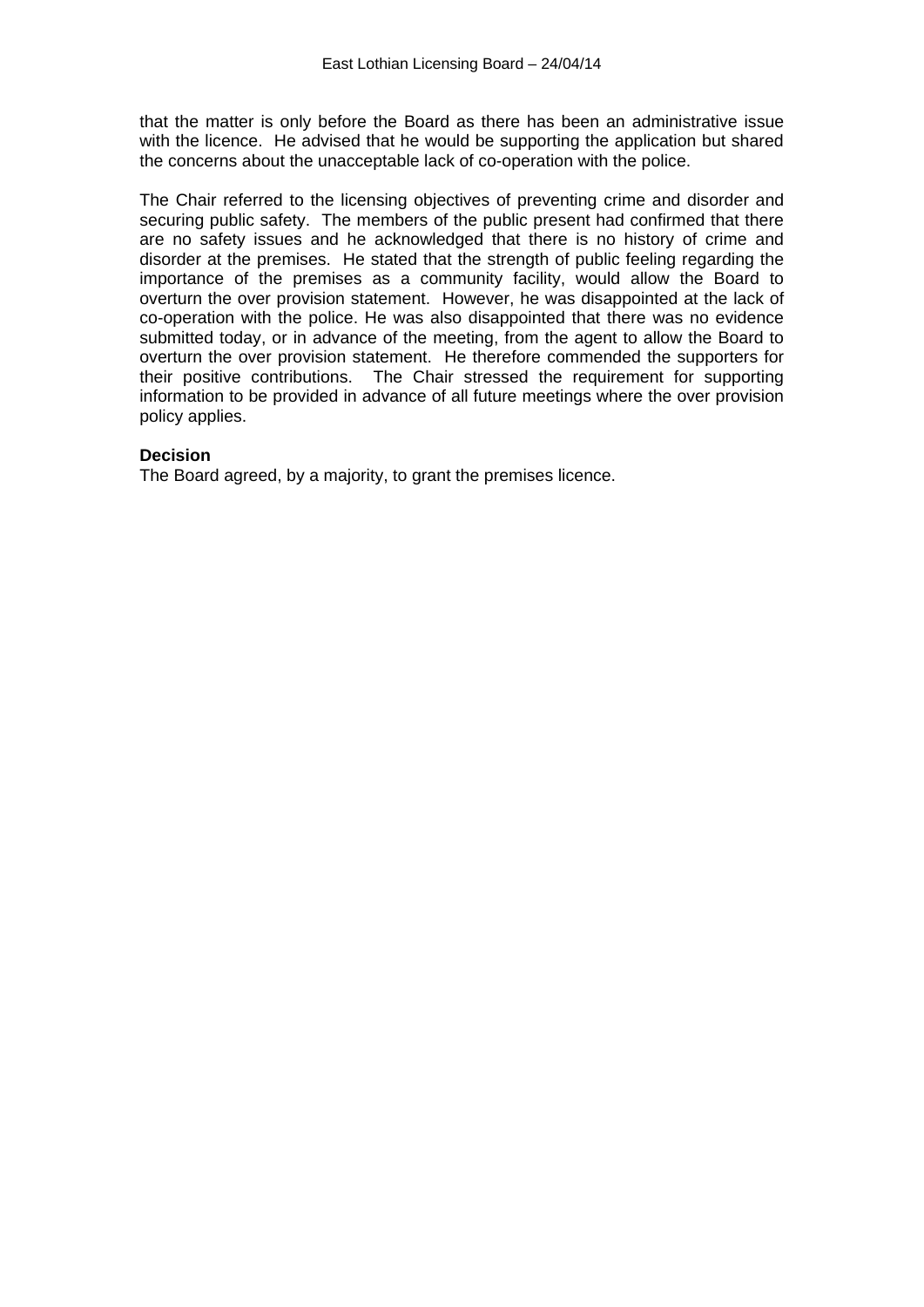that the matter is only before the Board as there has been an administrative issue with the licence. He advised that he would be supporting the application but shared the concerns about the unacceptable lack of co-operation with the police.

The Chair referred to the licensing objectives of preventing crime and disorder and securing public safety. The members of the public present had confirmed that there are no safety issues and he acknowledged that there is no history of crime and disorder at the premises. He stated that the strength of public feeling regarding the importance of the premises as a community facility, would allow the Board to overturn the over provision statement. However, he was disappointed at the lack of co-operation with the police. He was also disappointed that there was no evidence submitted today, or in advance of the meeting, from the agent to allow the Board to overturn the over provision statement. He therefore commended the supporters for their positive contributions. The Chair stressed the requirement for supporting information to be provided in advance of all future meetings where the over provision policy applies.

**Decision**

The Board agreed, by a majority, to grant the premises licence.